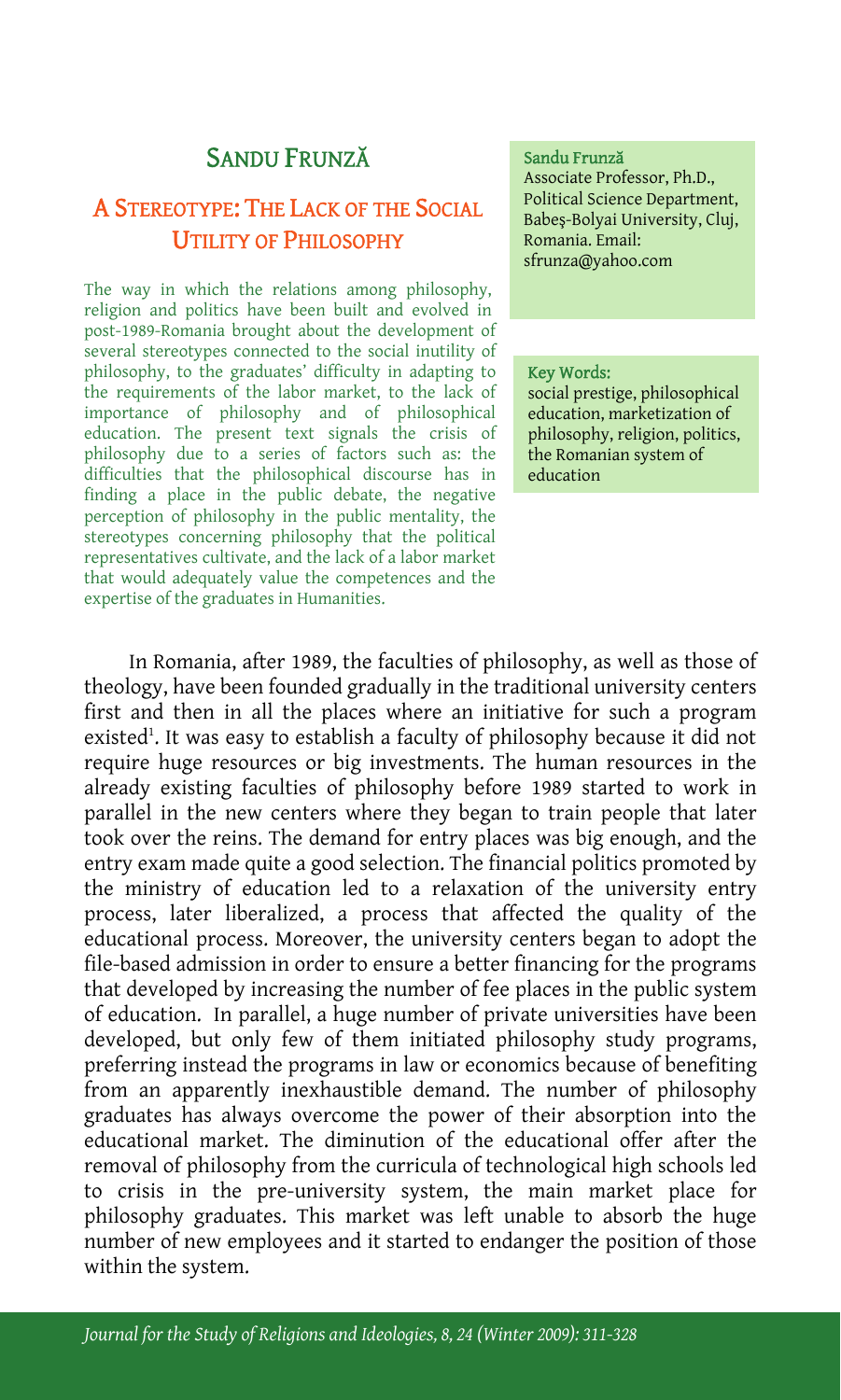# SANDU FRUNZĂ

## A STEREOTYPE: THE LACK OF THE SOCIAL UTILITY OF PHILOSOPHY

**Sandu Frunză**
Associate Professor, Ph.D., Political Science Department, Babeş-Bolyai University, Cluj, Romania. Email: sfrunza@yahoo.com

The way in which the relations among philosophy, religion and politics have been built and evolved in post-1989-Romania brought about the development of several stereotypes connected to the social inutility of philosophy, to the graduates' difficulty in adapting to the requirements of the labor market, to the lack of importance of philosophy and of philosophical education. The present text signals the crisis of philosophy due to a series of factors such as: the difficulties that the philosophical discourse has in finding a place in the public debate, the negative perception of philosophy in the public mentality, the stereotypes concerning philosophy that the political representatives cultivate, and the lack of a labor market that would adequately value the competences and the expertise of the graduates in Humanities.

**Key Words:**
social prestige, philosophical education, marketization of philosophy, religion, politics, the Romanian system of education

In Romania, after 1989, the faculties of philosophy, as well as those of theology, have been founded gradually in the traditional university centers first and then in all the places where an initiative for such a program existed[1]. It was easy to establish a faculty of philosophy because it did not require huge resources or big investments. The human resources in the already existing faculties of philosophy before 1989 started to work in parallel in the new centers where they began to train people that later took over the reins. The demand for entry places was big enough, and the entry exam made quite a good selection. The financial politics promoted by the ministry of education led to a relaxation of the university entry process, later liberalized, a process that affected the quality of the educational process. Moreover, the university centers began to adopt the file-based admission in order to ensure a better financing for the programs that developed by increasing the number of fee places in the public system of education. In parallel, a huge number of private universities have been developed, but only few of them initiated philosophy study programs, preferring instead the programs in law or economics because of benefiting from an apparently inexhaustible demand. The number of philosophy graduates has always overcome the power of their absorption into the educational market. The diminution of the educational offer after the removal of philosophy from the curricula of technological high schools led to crisis in the pre-university system, the main market place for philosophy graduates. This market was left unable to absorb the huge number of new employees and it started to endanger the position of those within the system.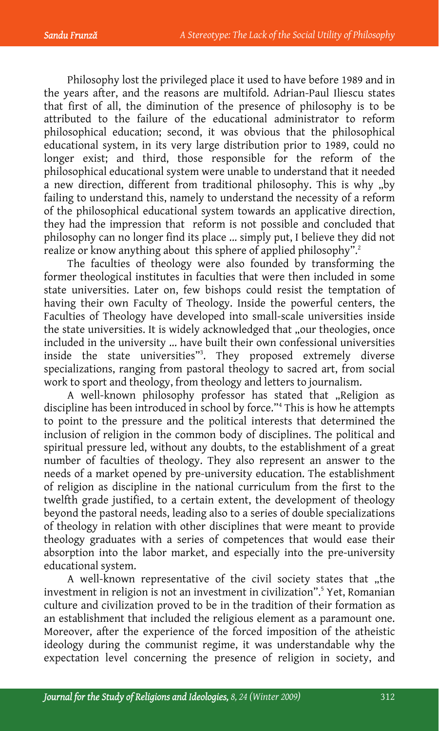Philosophy lost the privileged place it used to have before 1989 and in the years after, and the reasons are multifold. Adrian-Paul Iliescu states that first of all, the diminution of the presence of philosophy is to be attributed to the failure of the educational administrator to reform philosophical education; second, it was obvious that the philosophical educational system, in its very large distribution prior to 1989, could no longer exist; and third, those responsible for the reform of the philosophical educational system were unable to understand that it needed a new direction, different from traditional philosophy. This is why „by failing to understand this, namely to understand the necessity of a reform of the philosophical educational system towards an applicative direction, they had the impression that reform is not possible and concluded that philosophy can no longer find its place ... simply put, I believe they did not realize or know anything about this sphere of applied philosophy".[2]

The faculties of theology were also founded by transforming the former theological institutes in faculties that were then included in some state universities. Later on, few bishops could resist the temptation of having their own Faculty of Theology. Inside the powerful centers, the Faculties of Theology have developed into small-scale universities inside the state universities. It is widely acknowledged that „our theologies, once included in the university ... have built their own confessional universities inside the state universities"[3]. They proposed extremely diverse specializations, ranging from pastoral theology to sacred art, from social work to sport and theology, from theology and letters to journalism.

A well-known philosophy professor has stated that „Religion as discipline has been introduced in school by force."[4] This is how he attempts to point to the pressure and the political interests that determined the inclusion of religion in the common body of disciplines. The political and spiritual pressure led, without any doubts, to the establishment of a great number of faculties of theology. They also represent an answer to the needs of a market opened by pre-university education. The establishment of religion as discipline in the national curriculum from the first to the twelfth grade justified, to a certain extent, the development of theology beyond the pastoral needs, leading also to a series of double specializations of theology in relation with other disciplines that were meant to provide theology graduates with a series of competences that would ease their absorption into the labor market, and especially into the pre-university educational system.

A well-known representative of the civil society states that „the investment in religion is not an investment in civilization".[5] Yet, Romanian culture and civilization proved to be in the tradition of their formation as an establishment that included the religious element as a paramount one. Moreover, after the experience of the forced imposition of the atheistic ideology during the communist regime, it was understandable why the expectation level concerning the presence of religion in society, and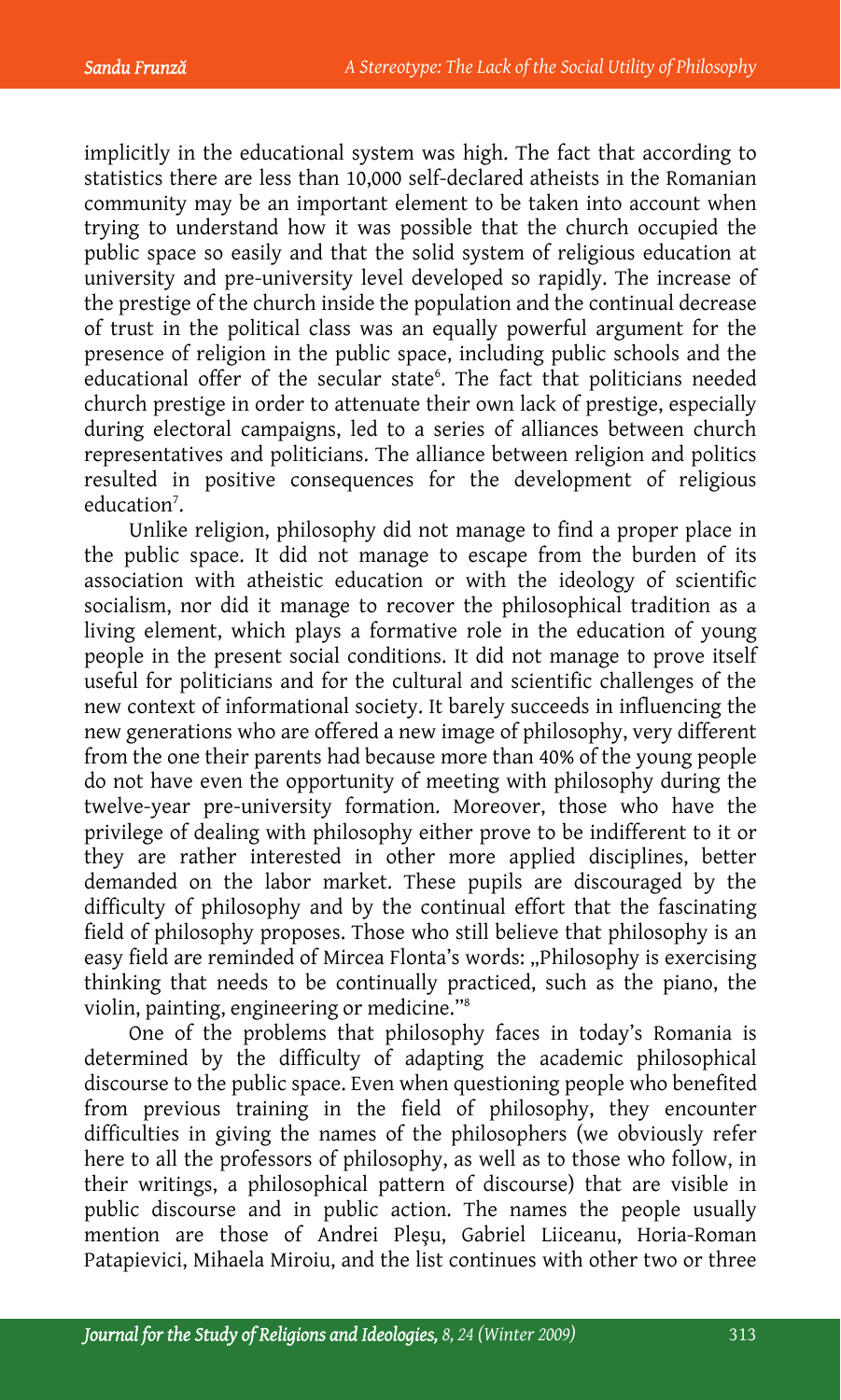implicitly in the educational system was high. The fact that according to statistics there are less than 10,000 self-declared atheists in the Romanian community may be an important element to be taken into account when trying to understand how it was possible that the church occupied the public space so easily and that the solid system of religious education at university and pre-university level developed so rapidly. The increase of the prestige of the church inside the population and the continual decrease of trust in the political class was an equally powerful argument for the presence of religion in the public space, including public schools and the educational offer of the secular state[6]. The fact that politicians needed church prestige in order to attenuate their own lack of prestige, especially during electoral campaigns, led to a series of alliances between church representatives and politicians. The alliance between religion and politics resulted in positive consequences for the development of religious education[7].

Unlike religion, philosophy did not manage to find a proper place in the public space. It did not manage to escape from the burden of its association with atheistic education or with the ideology of scientific socialism, nor did it manage to recover the philosophical tradition as a living element, which plays a formative role in the education of young people in the present social conditions. It did not manage to prove itself useful for politicians and for the cultural and scientific challenges of the new context of informational society. It barely succeeds in influencing the new generations who are offered a new image of philosophy, very different from the one their parents had because more than 40% of the young people do not have even the opportunity of meeting with philosophy during the twelve-year pre-university formation. Moreover, those who have the privilege of dealing with philosophy either prove to be indifferent to it or they are rather interested in other more applied disciplines, better demanded on the labor market. These pupils are discouraged by the difficulty of philosophy and by the continual effort that the fascinating field of philosophy proposes. Those who still believe that philosophy is an easy field are reminded of Mircea Flonta's words: „Philosophy is exercising thinking that needs to be continually practiced, such as the piano, the violin, painting, engineering or medicine."[8]

One of the problems that philosophy faces in today's Romania is determined by the difficulty of adapting the academic philosophical discourse to the public space. Even when questioning people who benefited from previous training in the field of philosophy, they encounter difficulties in giving the names of the philosophers (we obviously refer here to all the professors of philosophy, as well as to those who follow, in their writings, a philosophical pattern of discourse) that are visible in public discourse and in public action. The names the people usually mention are those of Andrei Pleşu, Gabriel Liiceanu, Horia-Roman Patapievici, Mihaela Miroiu, and the list continues with other two or three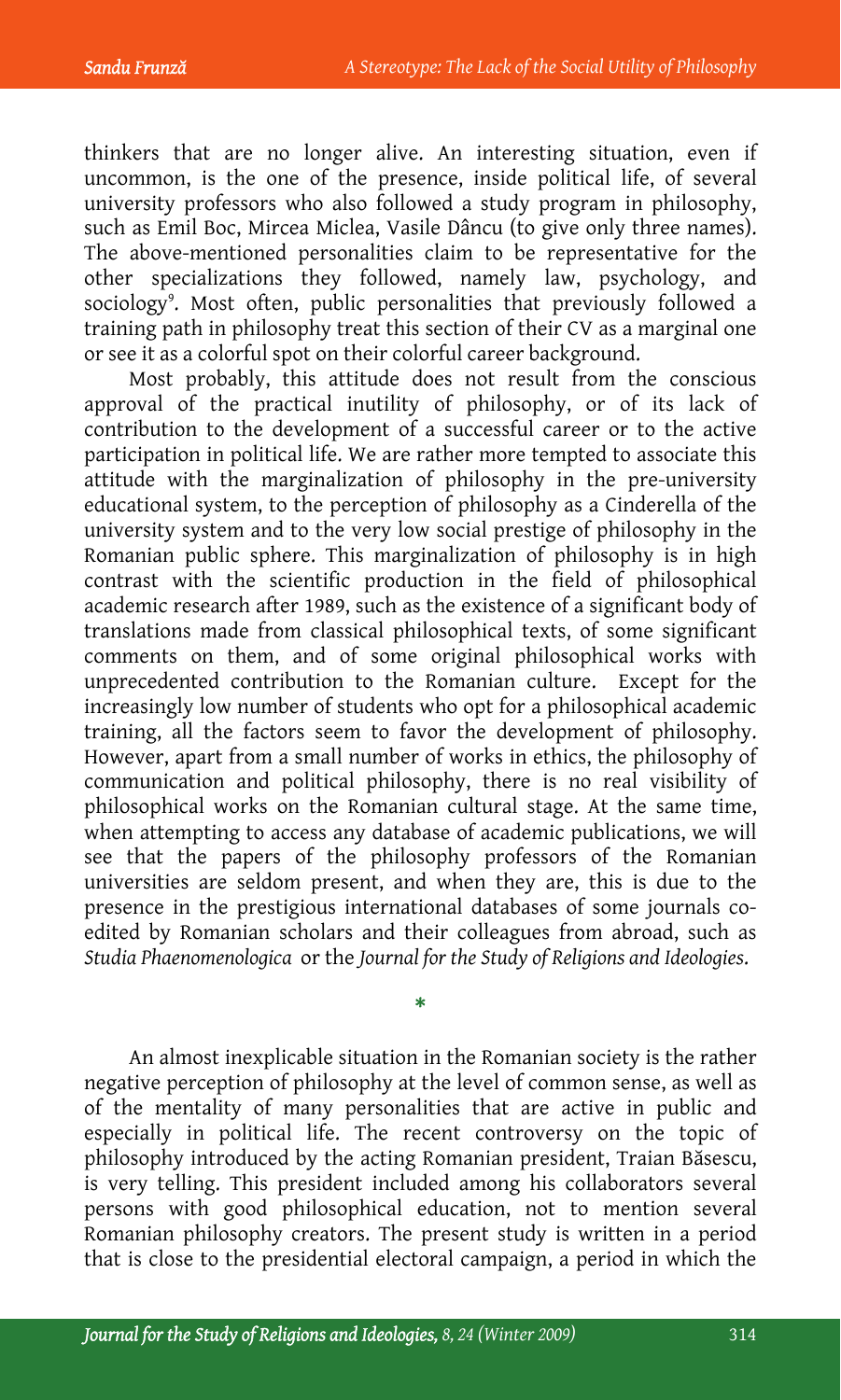thinkers that are no longer alive. An interesting situation, even if uncommon, is the one of the presence, inside political life, of several university professors who also followed a study program in philosophy, such as Emil Boc, Mircea Miclea, Vasile Dâncu (to give only three names). The above-mentioned personalities claim to be representative for the other specializations they followed, namely law, psychology, and sociology[9]. Most often, public personalities that previously followed a training path in philosophy treat this section of their CV as a marginal one or see it as a colorful spot on their colorful career background.

Most probably, this attitude does not result from the conscious approval of the practical inutility of philosophy, or of its lack of contribution to the development of a successful career or to the active participation in political life. We are rather more tempted to associate this attitude with the marginalization of philosophy in the pre-university educational system, to the perception of philosophy as a Cinderella of the university system and to the very low social prestige of philosophy in the Romanian public sphere. This marginalization of philosophy is in high contrast with the scientific production in the field of philosophical academic research after 1989, such as the existence of a significant body of translations made from classical philosophical texts, of some significant comments on them, and of some original philosophical works with unprecedented contribution to the Romanian culture. Except for the increasingly low number of students who opt for a philosophical academic training, all the factors seem to favor the development of philosophy. However, apart from a small number of works in ethics, the philosophy of communication and political philosophy, there is no real visibility of philosophical works on the Romanian cultural stage. At the same time, when attempting to access any database of academic publications, we will see that the papers of the philosophy professors of the Romanian universities are seldom present, and when they are, this is due to the presence in the prestigious international databases of some journals co-edited by Romanian scholars and their colleagues from abroad, such as *Studia Phaenomenologica* or the *Journal for the Study of Religions and Ideologies*.

*

An almost inexplicable situation in the Romanian society is the rather negative perception of philosophy at the level of common sense, as well as of the mentality of many personalities that are active in public and especially in political life. The recent controversy on the topic of philosophy introduced by the acting Romanian president, Traian Băsescu, is very telling. This president included among his collaborators several persons with good philosophical education, not to mention several Romanian philosophy creators. The present study is written in a period that is close to the presidential electoral campaign, a period in which the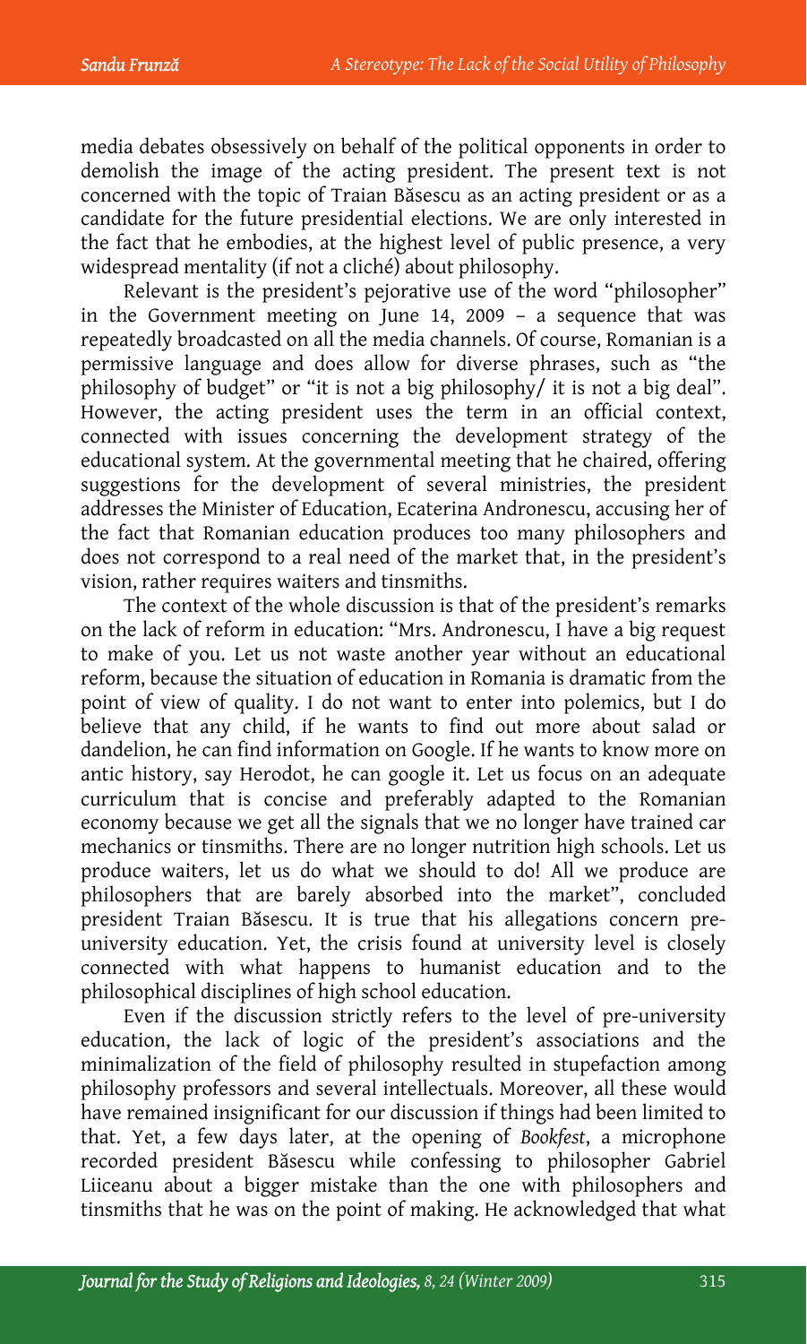media debates obsessively on behalf of the political opponents in order to demolish the image of the acting president. The present text is not concerned with the topic of Traian Băsescu as an acting president or as a candidate for the future presidential elections. We are only interested in the fact that he embodies, at the highest level of public presence, a very widespread mentality (if not a cliché) about philosophy.

Relevant is the president's pejorative use of the word "philosopher" in the Government meeting on June 14, 2009 – a sequence that was repeatedly broadcasted on all the media channels. Of course, Romanian is a permissive language and does allow for diverse phrases, such as "the philosophy of budget" or "it is not a big philosophy/ it is not a big deal". However, the acting president uses the term in an official context, connected with issues concerning the development strategy of the educational system. At the governmental meeting that he chaired, offering suggestions for the development of several ministries, the president addresses the Minister of Education, Ecaterina Andronescu, accusing her of the fact that Romanian education produces too many philosophers and does not correspond to a real need of the market that, in the president's vision, rather requires waiters and tinsmiths.

The context of the whole discussion is that of the president's remarks on the lack of reform in education: "Mrs. Andronescu, I have a big request to make of you. Let us not waste another year without an educational reform, because the situation of education in Romania is dramatic from the point of view of quality. I do not want to enter into polemics, but I do believe that any child, if he wants to find out more about salad or dandelion, he can find information on Google. If he wants to know more on antic history, say Herodot, he can google it. Let us focus on an adequate curriculum that is concise and preferably adapted to the Romanian economy because we get all the signals that we no longer have trained car mechanics or tinsmiths. There are no longer nutrition high schools. Let us produce waiters, let us do what we should to do! All we produce are philosophers that are barely absorbed into the market", concluded president Traian Băsescu. It is true that his allegations concern pre-university education. Yet, the crisis found at university level is closely connected with what happens to humanist education and to the philosophical disciplines of high school education.

Even if the discussion strictly refers to the level of pre-university education, the lack of logic of the president's associations and the minimalization of the field of philosophy resulted in stupefaction among philosophy professors and several intellectuals. Moreover, all these would have remained insignificant for our discussion if things had been limited to that. Yet, a few days later, at the opening of *Bookfest*, a microphone recorded president Băsescu while confessing to philosopher Gabriel Liiceanu about a bigger mistake than the one with philosophers and tinsmiths that he was on the point of making. He acknowledged that what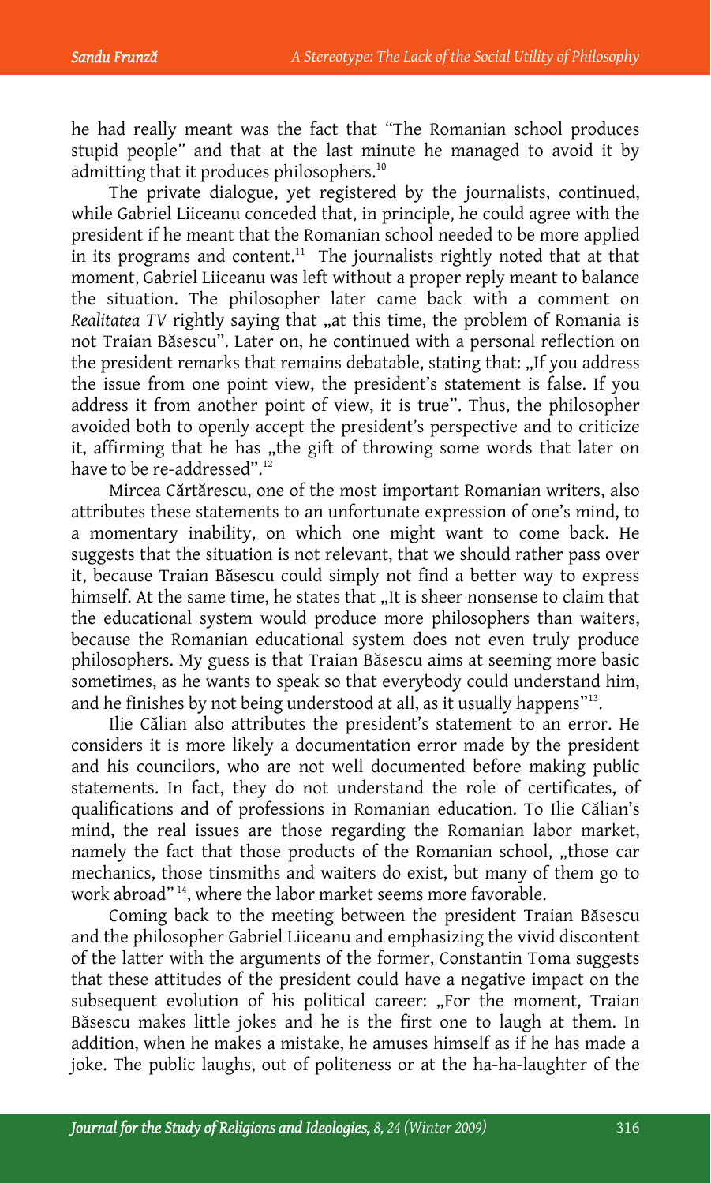he had really meant was the fact that "The Romanian school produces stupid people" and that at the last minute he managed to avoid it by admitting that it produces philosophers.[10]

The private dialogue, yet registered by the journalists, continued, while Gabriel Liiceanu conceded that, in principle, he could agree with the president if he meant that the Romanian school needed to be more applied in its programs and content.[11] The journalists rightly noted that at that moment, Gabriel Liiceanu was left without a proper reply meant to balance the situation. The philosopher later came back with a comment on *Realitatea TV* rightly saying that „at this time, the problem of Romania is not Traian Băsescu". Later on, he continued with a personal reflection on the president remarks that remains debatable, stating that: „If you address the issue from one point view, the president's statement is false. If you address it from another point of view, it is true". Thus, the philosopher avoided both to openly accept the president's perspective and to criticize it, affirming that he has „the gift of throwing some words that later on have to be re-addressed".[12]

Mircea Cărtărescu, one of the most important Romanian writers, also attributes these statements to an unfortunate expression of one's mind, to a momentary inability, on which one might want to come back. He suggests that the situation is not relevant, that we should rather pass over it, because Traian Băsescu could simply not find a better way to express himself. At the same time, he states that „It is sheer nonsense to claim that the educational system would produce more philosophers than waiters, because the Romanian educational system does not even truly produce philosophers. My guess is that Traian Băsescu aims at seeming more basic sometimes, as he wants to speak so that everybody could understand him, and he finishes by not being understood at all, as it usually happens"[13].

Ilie Călian also attributes the president's statement to an error. He considers it is more likely a documentation error made by the president and his councilors, who are not well documented before making public statements. In fact, they do not understand the role of certificates, of qualifications and of professions in Romanian education. To Ilie Călian's mind, the real issues are those regarding the Romanian labor market, namely the fact that those products of the Romanian school, „those car mechanics, those tinsmiths and waiters do exist, but many of them go to work abroad"[14], where the labor market seems more favorable.

Coming back to the meeting between the president Traian Băsescu and the philosopher Gabriel Liiceanu and emphasizing the vivid discontent of the latter with the arguments of the former, Constantin Toma suggests that these attitudes of the president could have a negative impact on the subsequent evolution of his political career: „For the moment, Traian Băsescu makes little jokes and he is the first one to laugh at them. In addition, when he makes a mistake, he amuses himself as if he has made a joke. The public laughs, out of politeness or at the ha-ha-laughter of the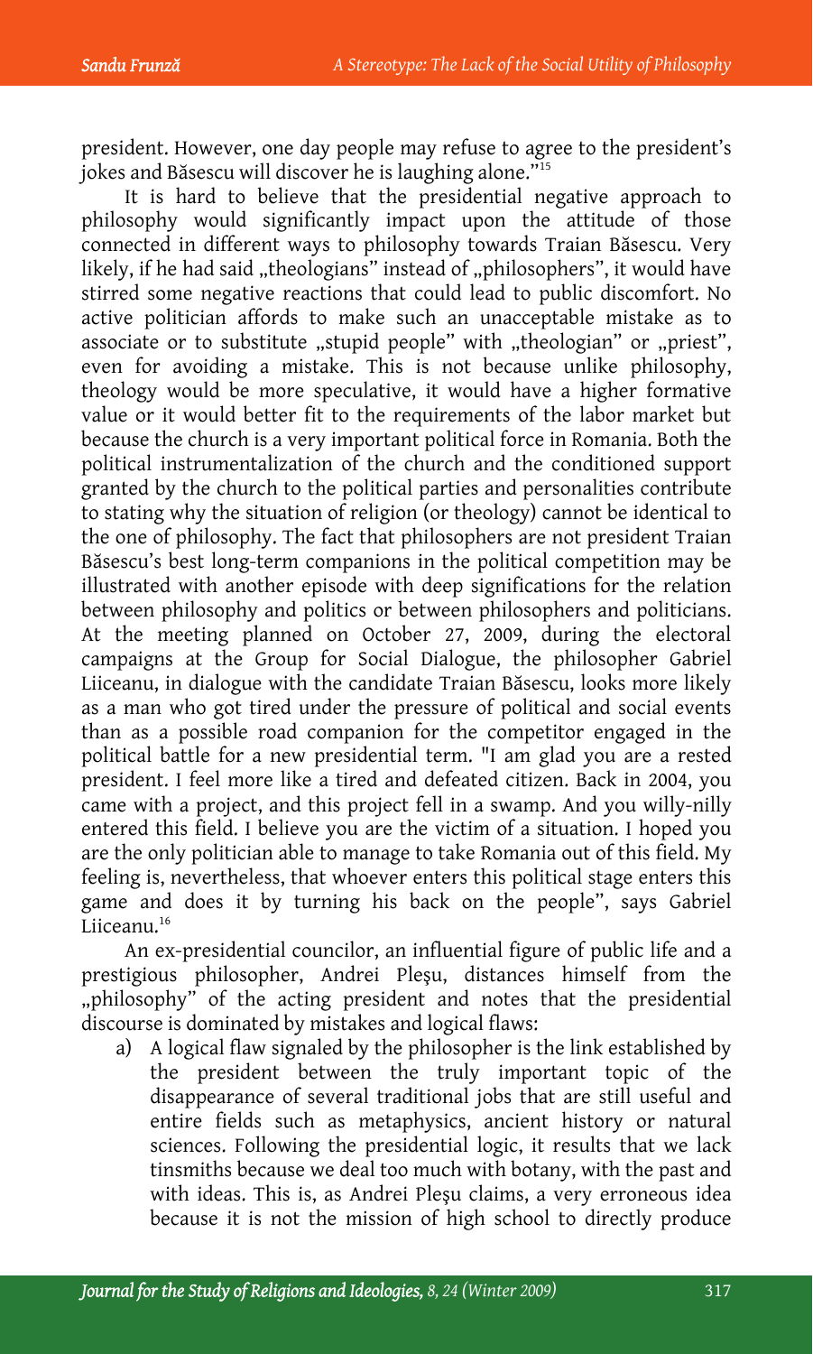president. However, one day people may refuse to agree to the president's jokes and Băsescu will discover he is laughing alone."[15]

It is hard to believe that the presidential negative approach to philosophy would significantly impact upon the attitude of those connected in different ways to philosophy towards Traian Băsescu. Very likely, if he had said „theologians" instead of „philosophers", it would have stirred some negative reactions that could lead to public discomfort. No active politician affords to make such an unacceptable mistake as to associate or to substitute „stupid people" with „theologian" or „priest", even for avoiding a mistake. This is not because unlike philosophy, theology would be more speculative, it would have a higher formative value or it would better fit to the requirements of the labor market but because the church is a very important political force in Romania. Both the political instrumentalization of the church and the conditioned support granted by the church to the political parties and personalities contribute to stating why the situation of religion (or theology) cannot be identical to the one of philosophy. The fact that philosophers are not president Traian Băsescu's best long-term companions in the political competition may be illustrated with another episode with deep significations for the relation between philosophy and politics or between philosophers and politicians. At the meeting planned on October 27, 2009, during the electoral campaigns at the Group for Social Dialogue, the philosopher Gabriel Liiceanu, in dialogue with the candidate Traian Băsescu, looks more likely as a man who got tired under the pressure of political and social events than as a possible road companion for the competitor engaged in the political battle for a new presidential term. "I am glad you are a rested president. I feel more like a tired and defeated citizen. Back in 2004, you came with a project, and this project fell in a swamp. And you willy-nilly entered this field. I believe you are the victim of a situation. I hoped you are the only politician able to manage to take Romania out of this field. My feeling is, nevertheless, that whoever enters this political stage enters this game and does it by turning his back on the people", says Gabriel Liiceanu.[16]

An ex-presidential councilor, an influential figure of public life and a prestigious philosopher, Andrei Pleşu, distances himself from the „philosophy" of the acting president and notes that the presidential discourse is dominated by mistakes and logical flaws:

a) A logical flaw signaled by the philosopher is the link established by the president between the truly important topic of the disappearance of several traditional jobs that are still useful and entire fields such as metaphysics, ancient history or natural sciences. Following the presidential logic, it results that we lack tinsmiths because we deal too much with botany, with the past and with ideas. This is, as Andrei Pleşu claims, a very erroneous idea because it is not the mission of high school to directly produce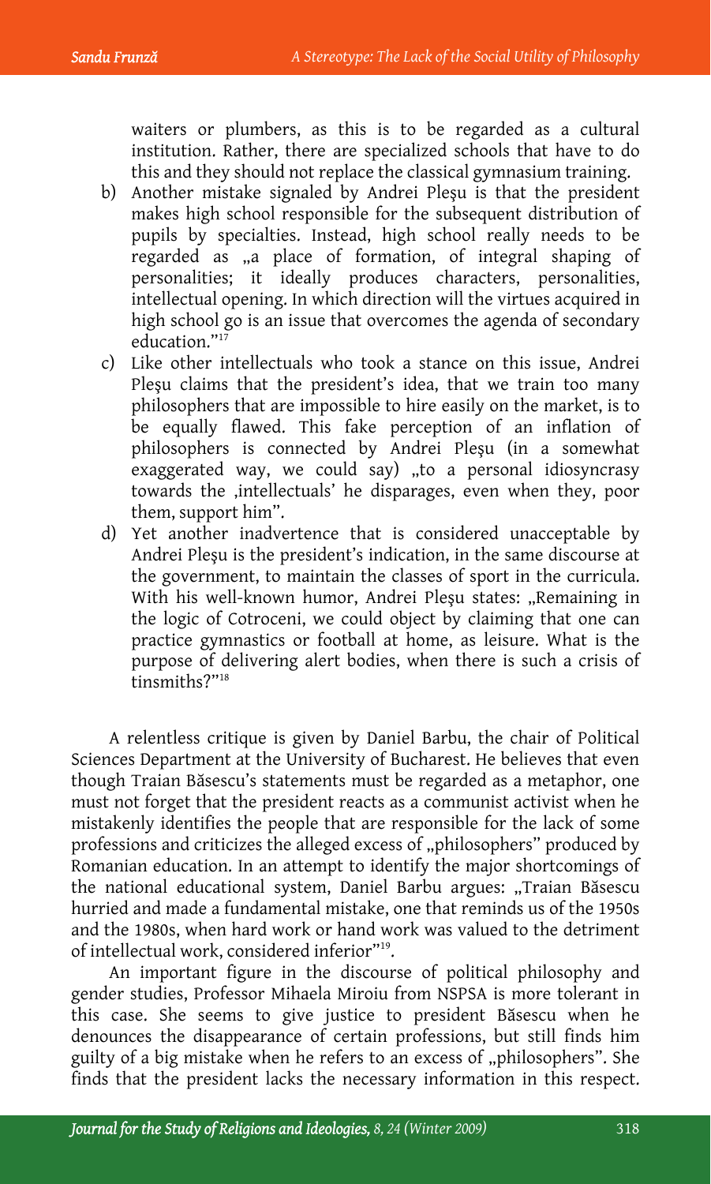waiters or plumbers, as this is to be regarded as a cultural institution. Rather, there are specialized schools that have to do this and they should not replace the classical gymnasium training.

b) Another mistake signaled by Andrei Pleşu is that the president makes high school responsible for the subsequent distribution of pupils by specialties. Instead, high school really needs to be regarded as „a place of formation, of integral shaping of personalities; it ideally produces characters, personalities, intellectual opening. In which direction will the virtues acquired in high school go is an issue that overcomes the agenda of secondary education."[17]

c) Like other intellectuals who took a stance on this issue, Andrei Pleşu claims that the president's idea, that we train too many philosophers that are impossible to hire easily on the market, is to be equally flawed. This fake perception of an inflation of philosophers is connected by Andrei Pleşu (in a somewhat exaggerated way, we could say) „to a personal idiosyncrasy towards the ‚intellectuals' he disparages, even when they, poor them, support him".

d) Yet another inadvertence that is considered unacceptable by Andrei Pleşu is the president's indication, in the same discourse at the government, to maintain the classes of sport in the curricula. With his well-known humor, Andrei Pleşu states: „Remaining in the logic of Cotroceni, we could object by claiming that one can practice gymnastics or football at home, as leisure. What is the purpose of delivering alert bodies, when there is such a crisis of tinsmiths?"[18]

A relentless critique is given by Daniel Barbu, the chair of Political Sciences Department at the University of Bucharest. He believes that even though Traian Băsescu's statements must be regarded as a metaphor, one must not forget that the president reacts as a communist activist when he mistakenly identifies the people that are responsible for the lack of some professions and criticizes the alleged excess of „philosophers" produced by Romanian education. In an attempt to identify the major shortcomings of the national educational system, Daniel Barbu argues: „Traian Băsescu hurried and made a fundamental mistake, one that reminds us of the 1950s and the 1980s, when hard work or hand work was valued to the detriment of intellectual work, considered inferior"[19].

An important figure in the discourse of political philosophy and gender studies, Professor Mihaela Miroiu from NSPSA is more tolerant in this case. She seems to give justice to president Băsescu when he denounces the disappearance of certain professions, but still finds him guilty of a big mistake when he refers to an excess of „philosophers". She finds that the president lacks the necessary information in this respect.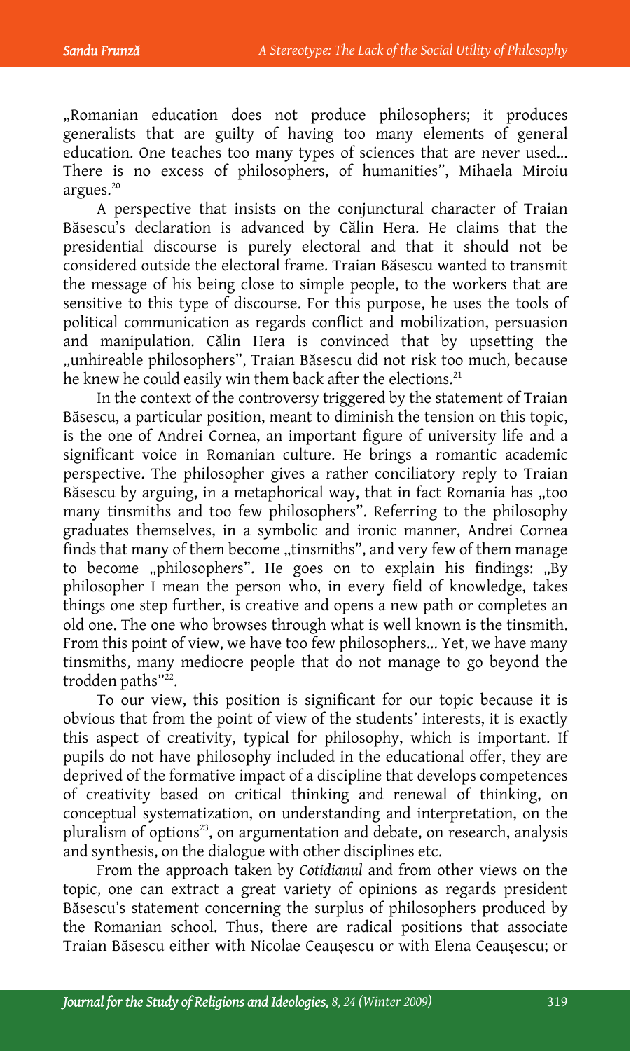„Romanian education does not produce philosophers; it produces generalists that are guilty of having too many elements of general education. One teaches too many types of sciences that are never used... There is no excess of philosophers, of humanities", Mihaela Miroiu argues.[20]

A perspective that insists on the conjunctural character of Traian Băsescu's declaration is advanced by Călin Hera. He claims that the presidential discourse is purely electoral and that it should not be considered outside the electoral frame. Traian Băsescu wanted to transmit the message of his being close to simple people, to the workers that are sensitive to this type of discourse. For this purpose, he uses the tools of political communication as regards conflict and mobilization, persuasion and manipulation. Călin Hera is convinced that by upsetting the „unhireable philosophers", Traian Băsescu did not risk too much, because he knew he could easily win them back after the elections.[21]

In the context of the controversy triggered by the statement of Traian Băsescu, a particular position, meant to diminish the tension on this topic, is the one of Andrei Cornea, an important figure of university life and a significant voice in Romanian culture. He brings a romantic academic perspective. The philosopher gives a rather conciliatory reply to Traian Băsescu by arguing, in a metaphorical way, that in fact Romania has „too many tinsmiths and too few philosophers". Referring to the philosophy graduates themselves, in a symbolic and ironic manner, Andrei Cornea finds that many of them become „tinsmiths", and very few of them manage to become „philosophers". He goes on to explain his findings: „By philosopher I mean the person who, in every field of knowledge, takes things one step further, is creative and opens a new path or completes an old one. The one who browses through what is well known is the tinsmith. From this point of view, we have too few philosophers... Yet, we have many tinsmiths, many mediocre people that do not manage to go beyond the trodden paths"[22].

To our view, this position is significant for our topic because it is obvious that from the point of view of the students' interests, it is exactly this aspect of creativity, typical for philosophy, which is important. If pupils do not have philosophy included in the educational offer, they are deprived of the formative impact of a discipline that develops competences of creativity based on critical thinking and renewal of thinking, on conceptual systematization, on understanding and interpretation, on the pluralism of options[23], on argumentation and debate, on research, analysis and synthesis, on the dialogue with other disciplines etc.

From the approach taken by *Cotidianul* and from other views on the topic, one can extract a great variety of opinions as regards president Băsescu's statement concerning the surplus of philosophers produced by the Romanian school. Thus, there are radical positions that associate Traian Băsescu either with Nicolae Ceauşescu or with Elena Ceauşescu; or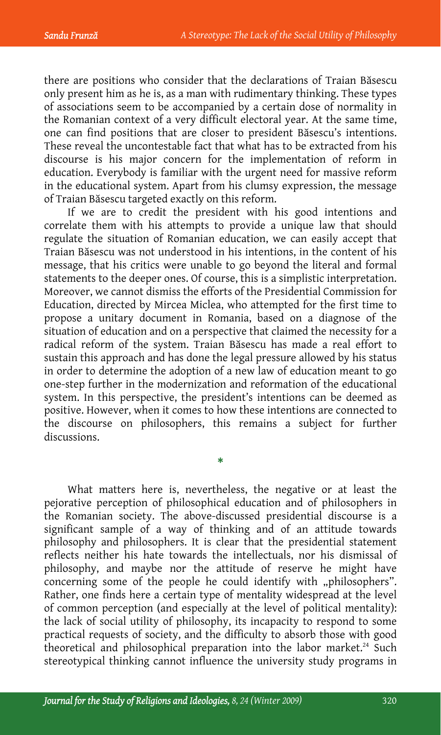there are positions who consider that the declarations of Traian Băsescu only present him as he is, as a man with rudimentary thinking. These types of associations seem to be accompanied by a certain dose of normality in the Romanian context of a very difficult electoral year. At the same time, one can find positions that are closer to president Băsescu's intentions. These reveal the uncontestable fact that what has to be extracted from his discourse is his major concern for the implementation of reform in education. Everybody is familiar with the urgent need for massive reform in the educational system. Apart from his clumsy expression, the message of Traian Băsescu targeted exactly on this reform.

If we are to credit the president with his good intentions and correlate them with his attempts to provide a unique law that should regulate the situation of Romanian education, we can easily accept that Traian Băsescu was not understood in his intentions, in the content of his message, that his critics were unable to go beyond the literal and formal statements to the deeper ones. Of course, this is a simplistic interpretation. Moreover, we cannot dismiss the efforts of the Presidential Commission for Education, directed by Mircea Miclea, who attempted for the first time to propose a unitary document in Romania, based on a diagnose of the situation of education and on a perspective that claimed the necessity for a radical reform of the system. Traian Băsescu has made a real effort to sustain this approach and has done the legal pressure allowed by his status in order to determine the adoption of a new law of education meant to go one-step further in the modernization and reformation of the educational system. In this perspective, the president's intentions can be deemed as positive. However, when it comes to how these intentions are connected to the discourse on philosophers, this remains a subject for further discussions.

*

What matters here is, nevertheless, the negative or at least the pejorative perception of philosophical education and of philosophers in the Romanian society. The above-discussed presidential discourse is a significant sample of a way of thinking and of an attitude towards philosophy and philosophers. It is clear that the presidential statement reflects neither his hate towards the intellectuals, nor his dismissal of philosophy, and maybe nor the attitude of reserve he might have concerning some of the people he could identify with „philosophers". Rather, one finds here a certain type of mentality widespread at the level of common perception (and especially at the level of political mentality): the lack of social utility of philosophy, its incapacity to respond to some practical requests of society, and the difficulty to absorb those with good theoretical and philosophical preparation into the labor market.[24] Such stereotypical thinking cannot influence the university study programs in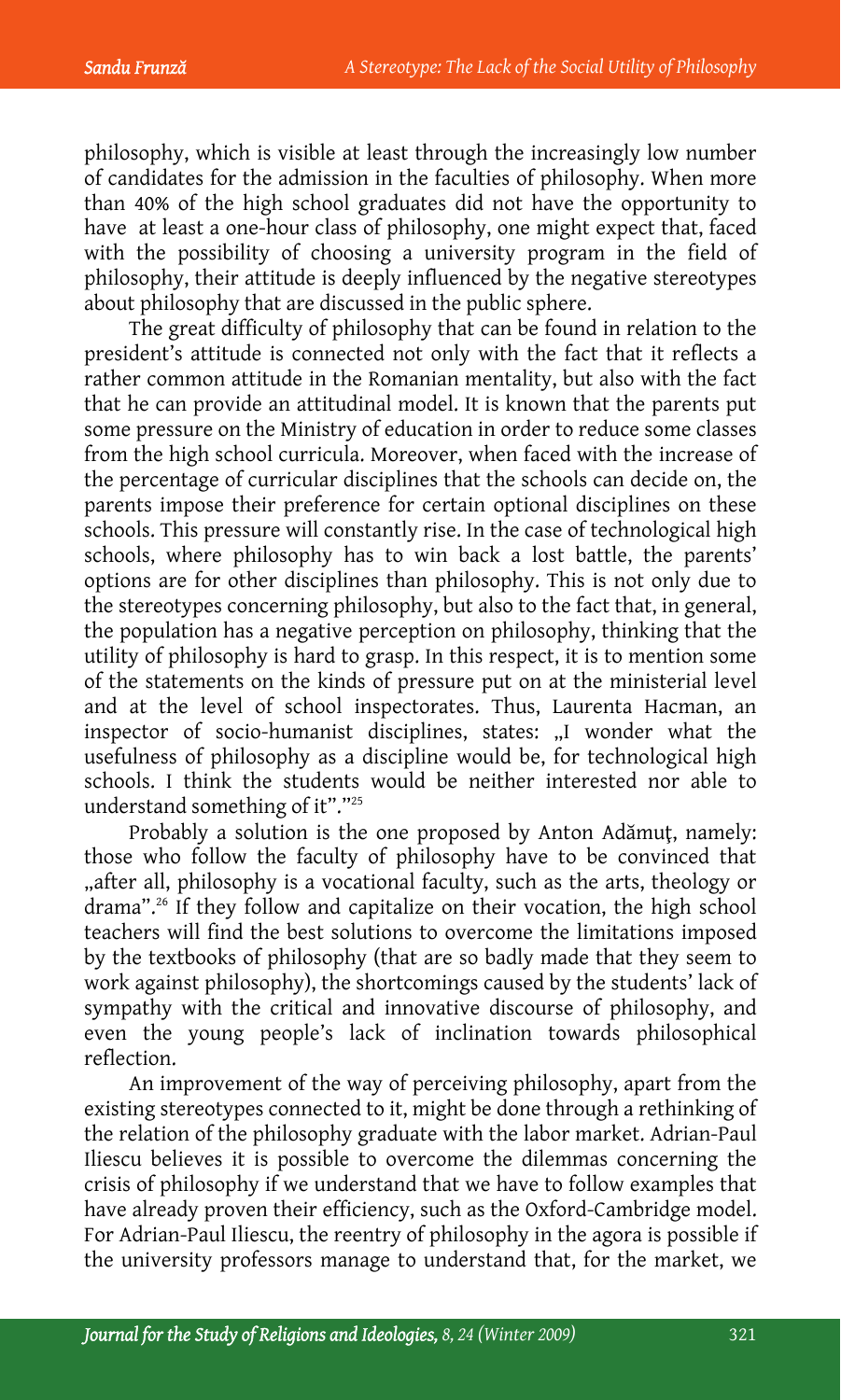philosophy, which is visible at least through the increasingly low number of candidates for the admission in the faculties of philosophy. When more than 40% of the high school graduates did not have the opportunity to have at least a one-hour class of philosophy, one might expect that, faced with the possibility of choosing a university program in the field of philosophy, their attitude is deeply influenced by the negative stereotypes about philosophy that are discussed in the public sphere.

The great difficulty of philosophy that can be found in relation to the president's attitude is connected not only with the fact that it reflects a rather common attitude in the Romanian mentality, but also with the fact that he can provide an attitudinal model. It is known that the parents put some pressure on the Ministry of education in order to reduce some classes from the high school curricula. Moreover, when faced with the increase of the percentage of curricular disciplines that the schools can decide on, the parents impose their preference for certain optional disciplines on these schools. This pressure will constantly rise. In the case of technological high schools, where philosophy has to win back a lost battle, the parents' options are for other disciplines than philosophy. This is not only due to the stereotypes concerning philosophy, but also to the fact that, in general, the population has a negative perception on philosophy, thinking that the utility of philosophy is hard to grasp. In this respect, it is to mention some of the statements on the kinds of pressure put on at the ministerial level and at the level of school inspectorates. Thus, Laurenta Hacman, an inspector of socio-humanist disciplines, states: „I wonder what the usefulness of philosophy as a discipline would be, for technological high schools. I think the students would be neither interested nor able to understand something of it"."[25]

Probably a solution is the one proposed by Anton Adămuţ, namely: those who follow the faculty of philosophy have to be convinced that „after all, philosophy is a vocational faculty, such as the arts, theology or drama".[26] If they follow and capitalize on their vocation, the high school teachers will find the best solutions to overcome the limitations imposed by the textbooks of philosophy (that are so badly made that they seem to work against philosophy), the shortcomings caused by the students' lack of sympathy with the critical and innovative discourse of philosophy, and even the young people's lack of inclination towards philosophical reflection.

An improvement of the way of perceiving philosophy, apart from the existing stereotypes connected to it, might be done through a rethinking of the relation of the philosophy graduate with the labor market. Adrian-Paul Iliescu believes it is possible to overcome the dilemmas concerning the crisis of philosophy if we understand that we have to follow examples that have already proven their efficiency, such as the Oxford-Cambridge model. For Adrian-Paul Iliescu, the reentry of philosophy in the agora is possible if the university professors manage to understand that, for the market, we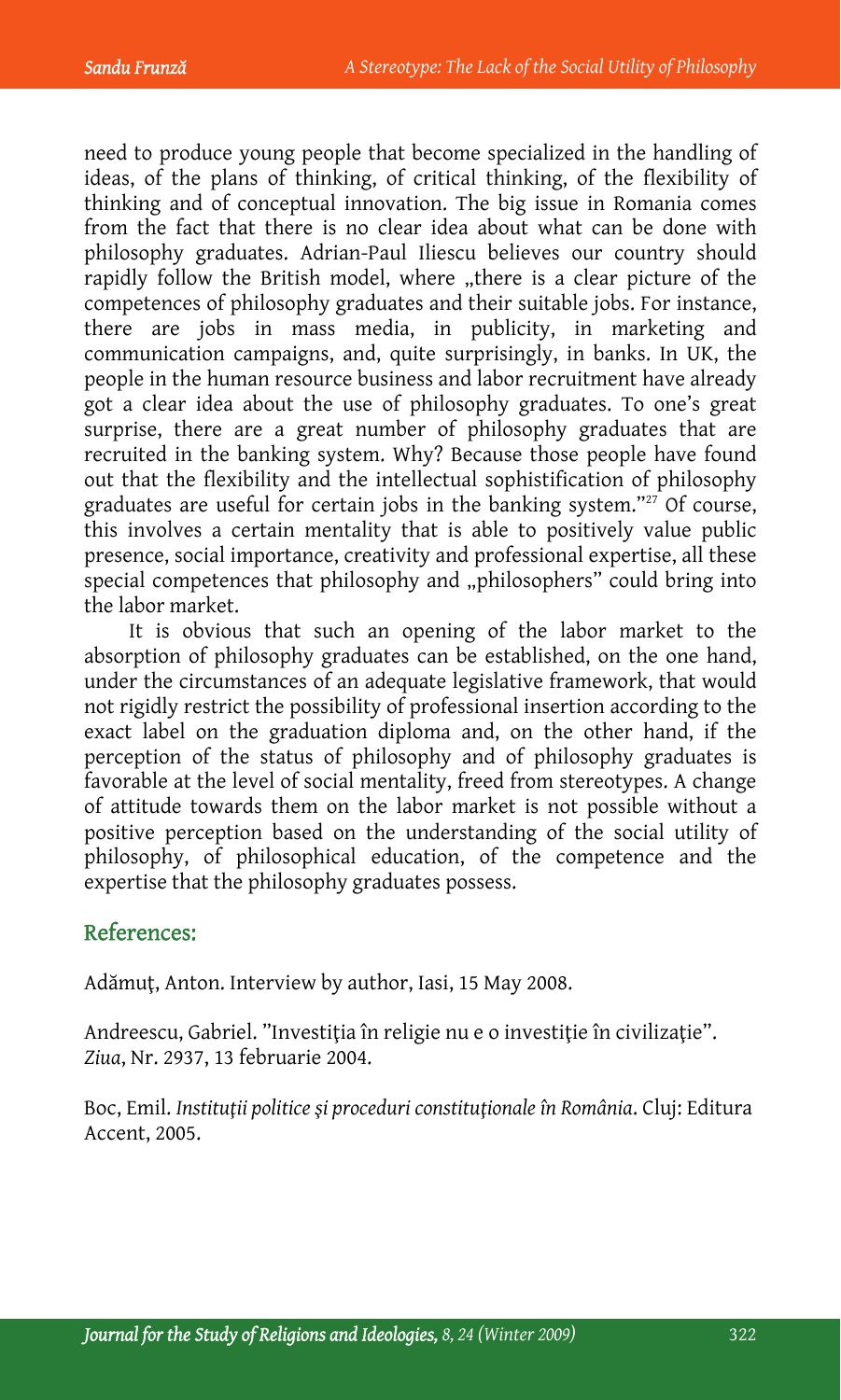need to produce young people that become specialized in the handling of ideas, of the plans of thinking, of critical thinking, of the flexibility of thinking and of conceptual innovation. The big issue in Romania comes from the fact that there is no clear idea about what can be done with philosophy graduates. Adrian-Paul Iliescu believes our country should rapidly follow the British model, where „there is a clear picture of the competences of philosophy graduates and their suitable jobs. For instance, there are jobs in mass media, in publicity, in marketing and communication campaigns, and, quite surprisingly, in banks. In UK, the people in the human resource business and labor recruitment have already got a clear idea about the use of philosophy graduates. To one's great surprise, there are a great number of philosophy graduates that are recruited in the banking system. Why? Because those people have found out that the flexibility and the intellectual sophistification of philosophy graduates are useful for certain jobs in the banking system."[27] Of course, this involves a certain mentality that is able to positively value public presence, social importance, creativity and professional expertise, all these special competences that philosophy and „philosophers" could bring into the labor market.

It is obvious that such an opening of the labor market to the absorption of philosophy graduates can be established, on the one hand, under the circumstances of an adequate legislative framework, that would not rigidly restrict the possibility of professional insertion according to the exact label on the graduation diploma and, on the other hand, if the perception of the status of philosophy and of philosophy graduates is favorable at the level of social mentality, freed from stereotypes. A change of attitude towards them on the labor market is not possible without a positive perception based on the understanding of the social utility of philosophy, of philosophical education, of the competence and the expertise that the philosophy graduates possess.

## References:

Adămuţ, Anton. Interview by author, Iasi, 15 May 2008.

Andreescu, Gabriel. "Investiţia în religie nu e o investiţie în civilizaţie". *Ziua*, Nr. 2937, 13 februarie 2004.

Boc, Emil. *Instituţii politice şi proceduri constituţionale în România*. Cluj: Editura Accent, 2005.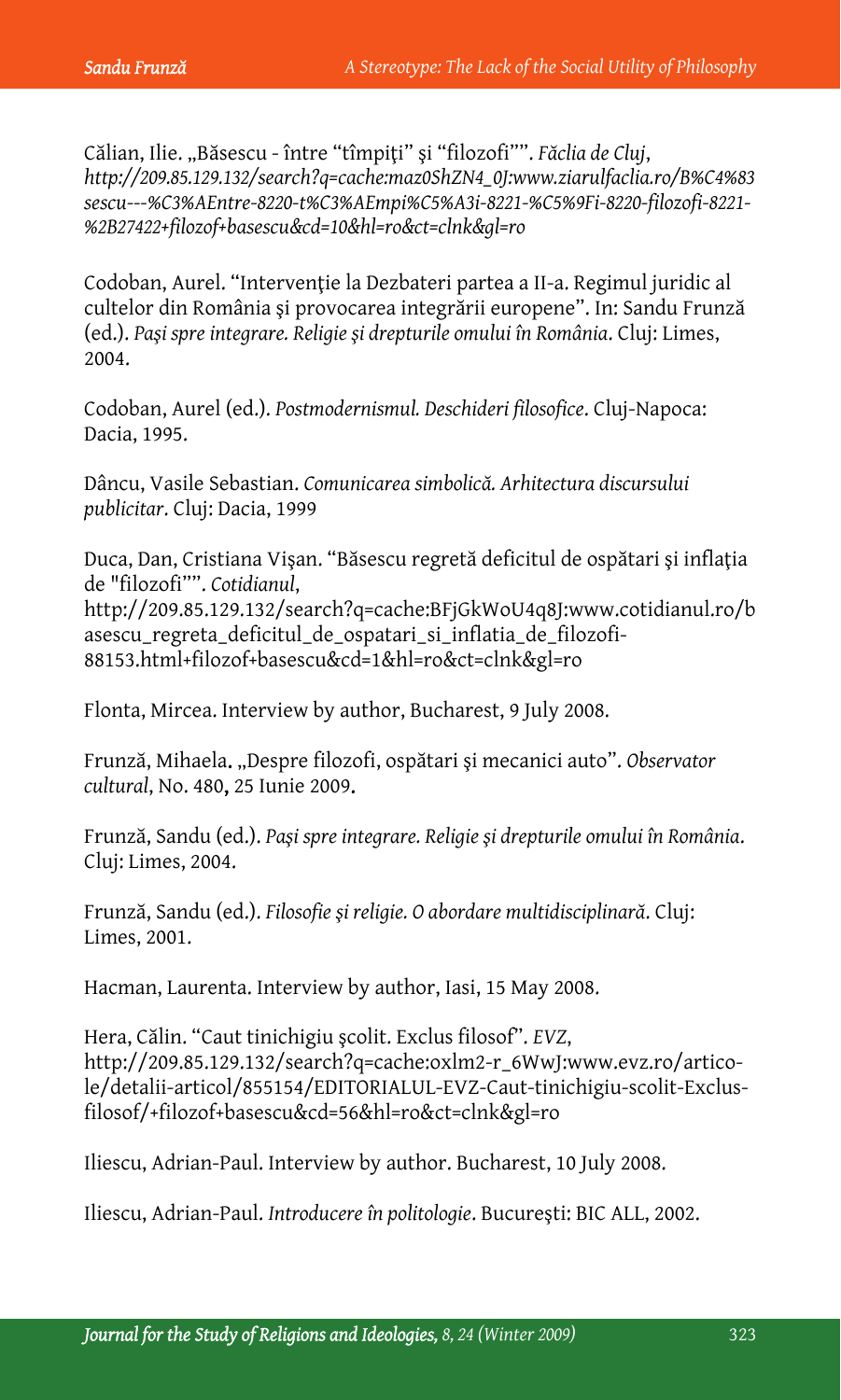Călian, Ilie. „Băsescu - între "tîmpiţi" şi "filozofi"". *Făclia de Cluj*, *http://209.85.129.132/search?q=cache:maz0ShZN4_0J:www.ziarulfaclia.ro/B%C4%83sescu---%C3%AEntre-8220-t%C3%AEmpi%C5%A3i-8221-%C5%9Fi-8220-filozofi-8221-%2B27422+filozof+basescu&cd=10&hl=ro&ct=clnk&gl=ro*

Codoban, Aurel. "Intervenţie la Dezbateri partea a II-a. Regimul juridic al cultelor din România şi provocarea integrării europene". In: Sandu Frunză (ed.). *Paşi spre integrare. Religie şi drepturile omului în România*. Cluj: Limes, 2004.

Codoban, Aurel (ed.). *Postmodernismul. Deschideri filosofice*. Cluj-Napoca: Dacia, 1995.

Dâncu, Vasile Sebastian. *Comunicarea simbolică. Arhitectura discursului publicitar*. Cluj: Dacia, 1999

Duca, Dan, Cristiana Vişan. "Băsescu regretă deficitul de ospătari şi inflaţia de "filozofi"". *Cotidianul*, http://209.85.129.132/search?q=cache:BFjGkWoU4q8J:www.cotidianul.ro/basescu_regreta_deficitul_de_ospatari_si_inflatia_de_filozofi-88153.html+filozof+basescu&cd=1&hl=ro&ct=clnk&gl=ro

Flonta, Mircea. Interview by author, Bucharest, 9 July 2008.

Frunză, Mihaela. „Despre filozofi, ospătari şi mecanici auto". *Observator cultural*, No. 480, 25 Iunie 2009.

Frunză, Sandu (ed.). *Paşi spre integrare. Religie şi drepturile omului în România*. Cluj: Limes, 2004.

Frunză, Sandu (ed.). *Filosofie şi religie. O abordare multidisciplinară*. Cluj: Limes, 2001.

Hacman, Laurenta. Interview by author, Iasi, 15 May 2008.

Hera, Călin. "Caut tinichigiu şcolit. Exclus filosof". *EVZ*, http://209.85.129.132/search?q=cache:oxlm2-r_6WwJ:www.evz.ro/articole/detalii-articol/855154/EDITORIALUL-EVZ-Caut-tinichigiu-scolit-Exclus-filosof/+filozof+basescu&cd=56&hl=ro&ct=clnk&gl=ro

Iliescu, Adrian-Paul. Interview by author. Bucharest, 10 July 2008.

Iliescu, Adrian-Paul. *Introducere în politologie*. Bucureşti: BIC ALL, 2002.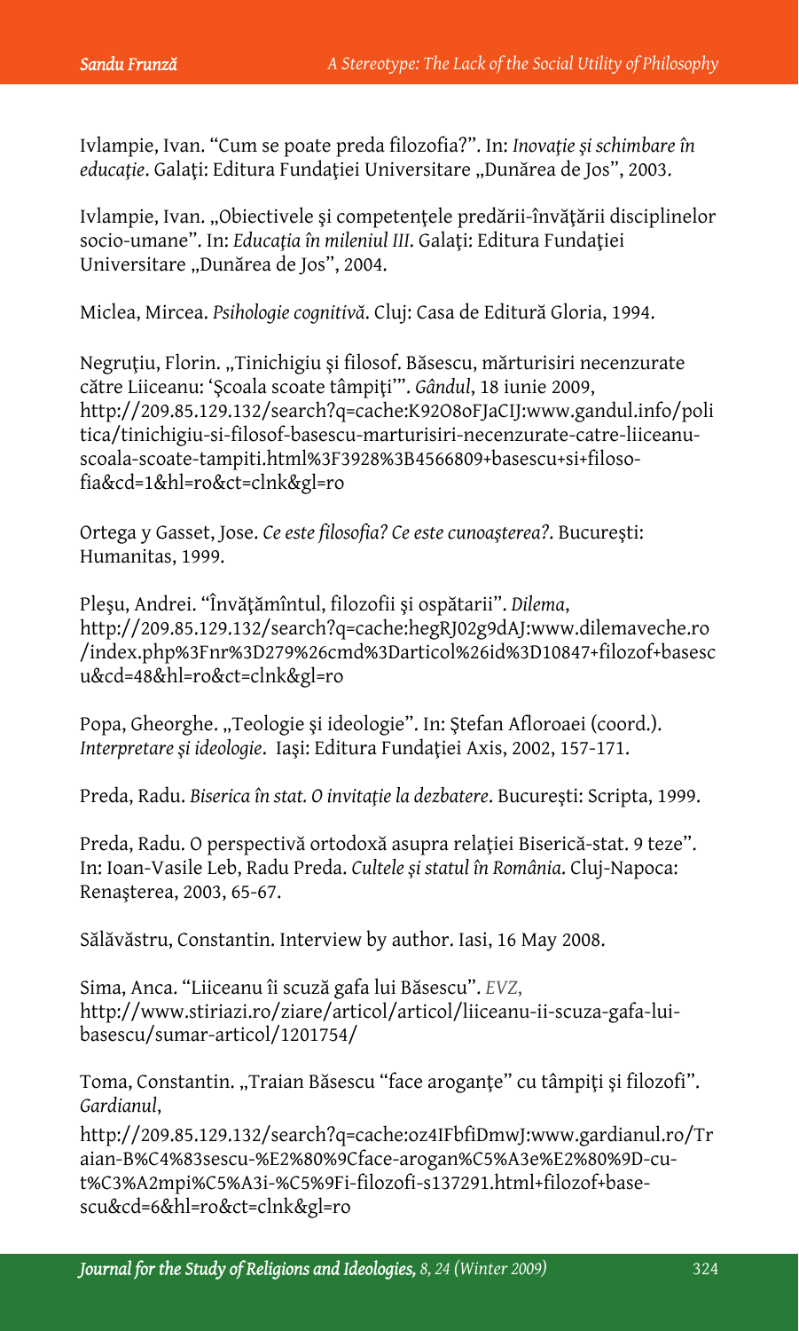Ivlampie, Ivan. "Cum se poate preda filozofia?". In: *Inovaţie şi schimbare în educaţie*. Galaţi: Editura Fundaţiei Universitare „Dunărea de Jos", 2003.

Ivlampie, Ivan. „Obiectivele şi competenţele predării-învăţării disciplinelor socio-umane". In: *Educaţia în mileniul III*. Galaţi: Editura Fundaţiei Universitare „Dunărea de Jos", 2004.

Miclea, Mircea. *Psihologie cognitivă*. Cluj: Casa de Editură Gloria, 1994.

Negruţiu, Florin. „Tinichigiu şi filosof. Băsescu, mărturisiri necenzurate către Liiceanu: 'Şcoala scoate tâmpiţi'". *Gândul*, 18 iunie 2009, http://209.85.129.132/search?q=cache:K92O8oFJaCIJ:www.gandul.info/politica/tinichigiu-si-filosof-basescu-marturisiri-necenzurate-catre-liiceanu-scoala-scoate-tampiti.html%3F3928%3B4566809+basescu+si+filosofia&cd=1&hl=ro&ct=clnk&gl=ro

Ortega y Gasset, Jose. *Ce este filosofia? Ce este cunoaşterea?*. Bucureşti: Humanitas, 1999.

Pleşu, Andrei. "Învăţămîntul, filozofii şi ospătarii". *Dilema*, http://209.85.129.132/search?q=cache:hegRJ02g9dAJ:www.dilemaveche.ro/index.php%3Fnr%3D279%26cmd%3Darticol%26id%3D10847+filozof+basescu&cd=48&hl=ro&ct=clnk&gl=ro

Popa, Gheorghe. „Teologie şi ideologie". In: Ştefan Afloroaei (coord.). *Interpretare şi ideologie*. Iaşi: Editura Fundaţiei Axis, 2002, 157-171.

Preda, Radu. *Biserica în stat. O invitaţie la dezbatere*. Bucureşti: Scripta, 1999.

Preda, Radu. O perspectivă ortodoxă asupra relaţiei Biserică-stat. 9 teze". In: Ioan-Vasile Leb, Radu Preda. *Cultele şi statul în România*. Cluj-Napoca: Renaşterea, 2003, 65-67.

Sălăvăstru, Constantin. Interview by author. Iasi, 16 May 2008.

Sima, Anca. "Liiceanu îi scuză gafa lui Băsescu". *EVZ*, http://www.stiriazi.ro/ziare/articol/articol/liiceanu-ii-scuza-gafa-lui-basescu/sumar-articol/1201754/

Toma, Constantin. „Traian Băsescu "face aroganţe" cu tâmpiţi şi filozofi". *Gardianul*, http://209.85.129.132/search?q=cache:oz4IFbfiDmwJ:www.gardianul.ro/Traian-B%C4%83sescu-%E2%80%9Cface-arogan%C5%A3e%E2%80%9D-cu-t%C3%A2mpi%C5%A3i-%C5%9Fi-filozofi-s137291.html+filozof+basescu&cd=6&hl=ro&ct=clnk&gl=ro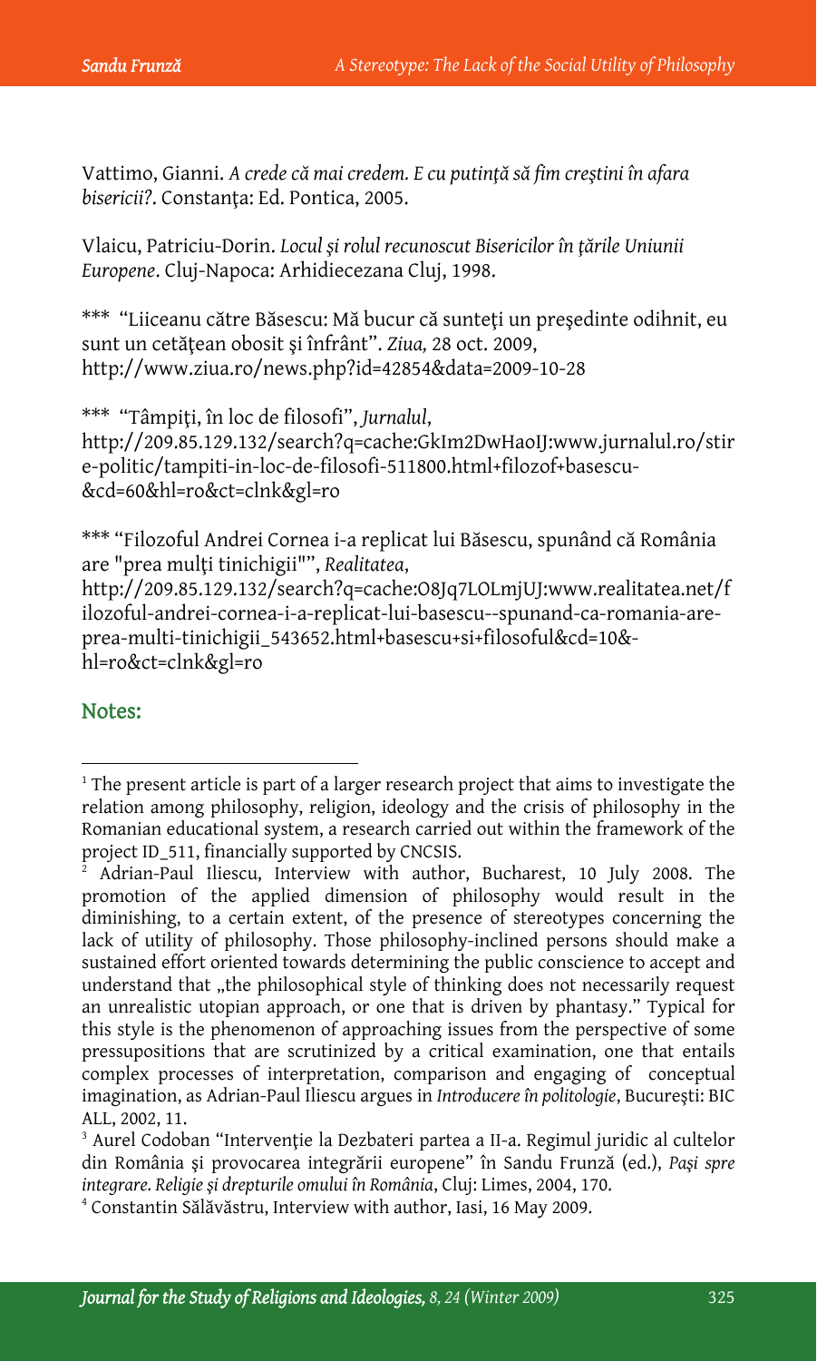Vattimo, Gianni. *A crede că mai credem. E cu putinţă să fim creştini în afara bisericii?*. Constanţa: Ed. Pontica, 2005.

Vlaicu, Patriciu-Dorin. *Locul şi rolul recunoscut Bisericilor în ţările Uniunii Europene*. Cluj-Napoca: Arhidiecezana Cluj, 1998.

*** "Liiceanu către Băsescu: Mă bucur că sunteţi un preşedinte odihnit, eu sunt un cetăţean obosit şi înfrânt". *Ziua,* 28 oct. 2009, http://www.ziua.ro/news.php?id=42854&data=2009-10-28

*** "Tâmpiţi, în loc de filosofi", *Jurnalul*, http://209.85.129.132/search?q=cache:GkIm2DwHaoIJ:www.jurnalul.ro/stire-politic/tampiti-in-loc-de-filosofi-511800.html+filozof+basescu-&cd=60&hl=ro&ct=clnk&gl=ro

*** "Filozoful Andrei Cornea i-a replicat lui Băsescu, spunând că România are "prea mulţi tinichigii"", *Realitatea*, http://209.85.129.132/search?q=cache:O8Jq7LOLmjUJ:www.realitatea.net/filozoful-andrei-cornea-i-a-replicat-lui-basescu--spunand-ca-romania-are-prea-multi-tinichigii_543652.html+basescu+si+filosoful&cd=10&-hl=ro&ct=clnk&gl=ro

## Notes:

[1] The present article is part of a larger research project that aims to investigate the relation among philosophy, religion, ideology and the crisis of philosophy in the Romanian educational system, a research carried out within the framework of the project ID_511, financially supported by CNCSIS.

[2] Adrian-Paul Iliescu, Interview with author, Bucharest, 10 July 2008. The promotion of the applied dimension of philosophy would result in the diminishing, to a certain extent, of the presence of stereotypes concerning the lack of utility of philosophy. Those philosophy-inclined persons should make a sustained effort oriented towards determining the public conscience to accept and understand that „the philosophical style of thinking does not necessarily request an unrealistic utopian approach, or one that is driven by phantasy." Typical for this style is the phenomenon of approaching issues from the perspective of some pressupositions that are scrutinized by a critical examination, one that entails complex processes of interpretation, comparison and engaging of conceptual imagination, as Adrian-Paul Iliescu argues in *Introducere în politologie*, Bucureşti: BIC ALL, 2002, 11.

[3] Aurel Codoban "Intervenţie la Dezbateri partea a II-a. Regimul juridic al cultelor din România şi provocarea integrării europene" în Sandu Frunză (ed.), *Paşi spre integrare. Religie şi drepturile omului în România*, Cluj: Limes, 2004, 170.

[4] Constantin Sălăvăstru, Interview with author, Iasi, 16 May 2009.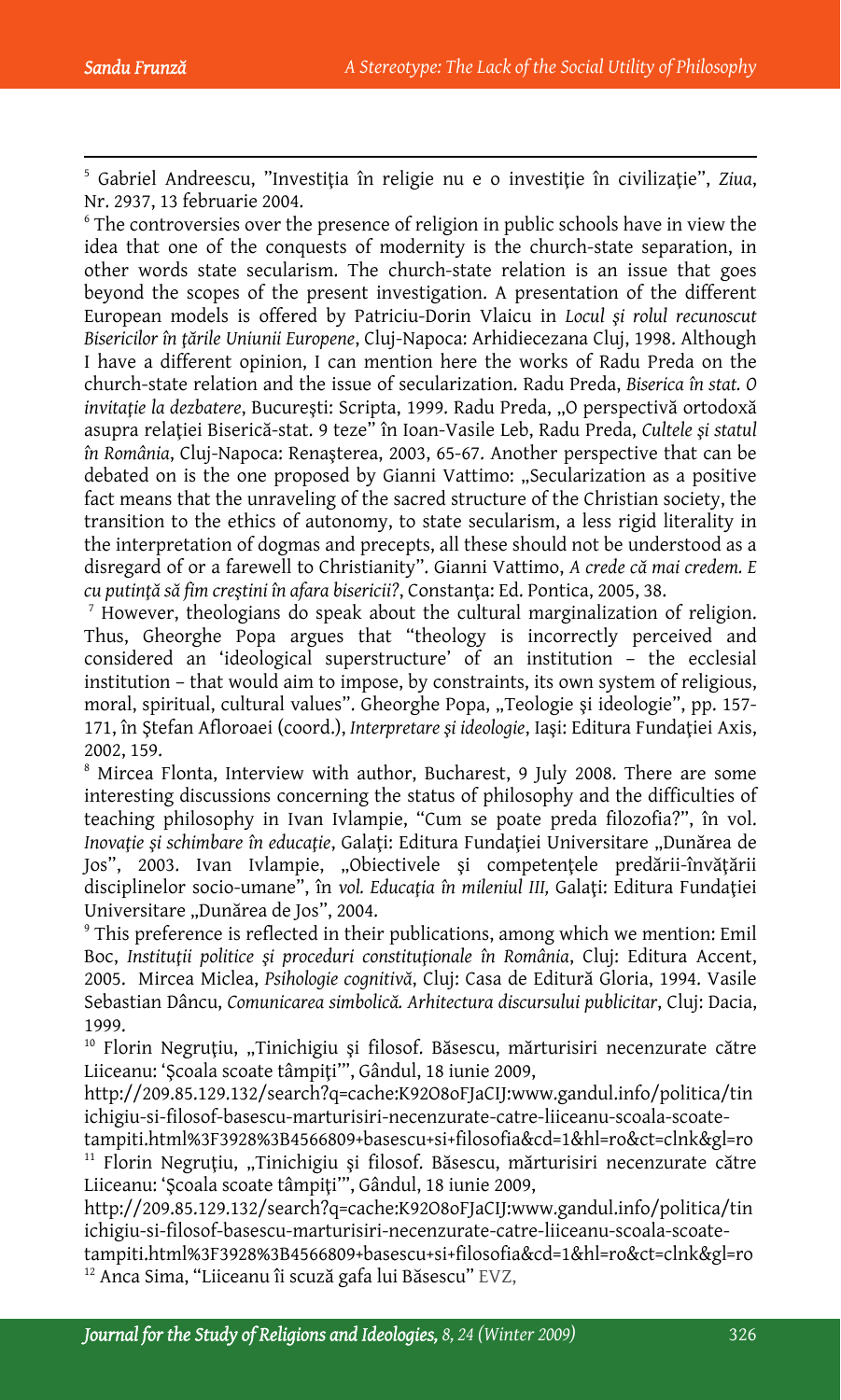[5] Gabriel Andreescu, "Investiţia în religie nu e o investiţie în civilizaţie", *Ziua*, Nr. 2937, 13 februarie 2004.

[6] The controversies over the presence of religion in public schools have in view the idea that one of the conquests of modernity is the church-state separation, in other words state secularism. The church-state relation is an issue that goes beyond the scopes of the present investigation. A presentation of the different European models is offered by Patriciu-Dorin Vlaicu in *Locul şi rolul recunoscut Bisericilor în ţările Uniunii Europene*, Cluj-Napoca: Arhidiecezana Cluj, 1998. Although I have a different opinion, I can mention here the works of Radu Preda on the church-state relation and the issue of secularization. Radu Preda, *Biserica în stat. O invitaţie la dezbatere*, Bucureşti: Scripta, 1999. Radu Preda, „O perspectivă ortodoxă asupra relaţiei Biserică-stat. 9 teze" în Ioan-Vasile Leb, Radu Preda, *Cultele şi statul în România*, Cluj-Napoca: Renaşterea, 2003, 65-67. Another perspective that can be debated on is the one proposed by Gianni Vattimo: „Secularization as a positive fact means that the unraveling of the sacred structure of the Christian society, the transition to the ethics of autonomy, to state secularism, a less rigid literality in the interpretation of dogmas and precepts, all these should not be understood as a disregard of or a farewell to Christianity". Gianni Vattimo, *A crede că mai credem. E cu putinţă să fim creştini în afara bisericii?*, Constanţa: Ed. Pontica, 2005, 38.

[7] However, theologians do speak about the cultural marginalization of religion. Thus, Gheorghe Popa argues that "theology is incorrectly perceived and considered an 'ideological superstructure' of an institution – the ecclesial institution – that would aim to impose, by constraints, its own system of religious, moral, spiritual, cultural values". Gheorghe Popa, „Teologie şi ideologie", pp. 157-171, în Ştefan Afloroaei (coord.), *Interpretare şi ideologie*, Iaşi: Editura Fundaţiei Axis, 2002, 159.

[8] Mircea Flonta, Interview with author, Bucharest, 9 July 2008. There are some interesting discussions concerning the status of philosophy and the difficulties of teaching philosophy in Ivan Ivlampie, "Cum se poate preda filozofia?", în vol. *Inovaţie şi schimbare în educaţie*, Galaţi: Editura Fundaţiei Universitare „Dunărea de Jos", 2003. Ivan Ivlampie, „Obiectivele şi competenţele predării-învăţării disciplinelor socio-umane", în *vol. Educaţia în mileniul III,* Galaţi: Editura Fundaţiei Universitare „Dunărea de Jos", 2004.

[9] This preference is reflected in their publications, among which we mention: Emil Boc, *Instituţii politice şi proceduri constituţionale în România*, Cluj: Editura Accent, 2005. Mircea Miclea, *Psihologie cognitivă*, Cluj: Casa de Editură Gloria, 1994. Vasile Sebastian Dâncu, *Comunicarea simbolică. Arhitectura discursului publicitar*, Cluj: Dacia, 1999.

[10] Florin Negruţiu, „Tinichigiu şi filosof. Băsescu, mărturisiri necenzurate către Liiceanu: 'Şcoala scoate tâmpiţi'", Gândul, 18 iunie 2009, http://209.85.129.132/search?q=cache:K92O8oFJaCIJ:www.gandul.info/politica/tinichigiu-si-filosof-basescu-marturisiri-necenzurate-catre-liiceanu-scoala-scoate-tampiti.html%3F3928%3B4566809+basescu+si+filosofia&cd=1&hl=ro&ct=clnk&gl=ro

[11] Florin Negruţiu, „Tinichigiu şi filosof. Băsescu, mărturisiri necenzurate către Liiceanu: 'Şcoala scoate tâmpiţi'", Gândul, 18 iunie 2009, http://209.85.129.132/search?q=cache:K92O8oFJaCIJ:www.gandul.info/politica/tinichigiu-si-filosof-basescu-marturisiri-necenzurate-catre-liiceanu-scoala-scoate-tampiti.html%3F3928%3B4566809+basescu+si+filosofia&cd=1&hl=ro&ct=clnk&gl=ro

[12] Anca Sima, "Liiceanu îi scuză gafa lui Băsescu" EVZ,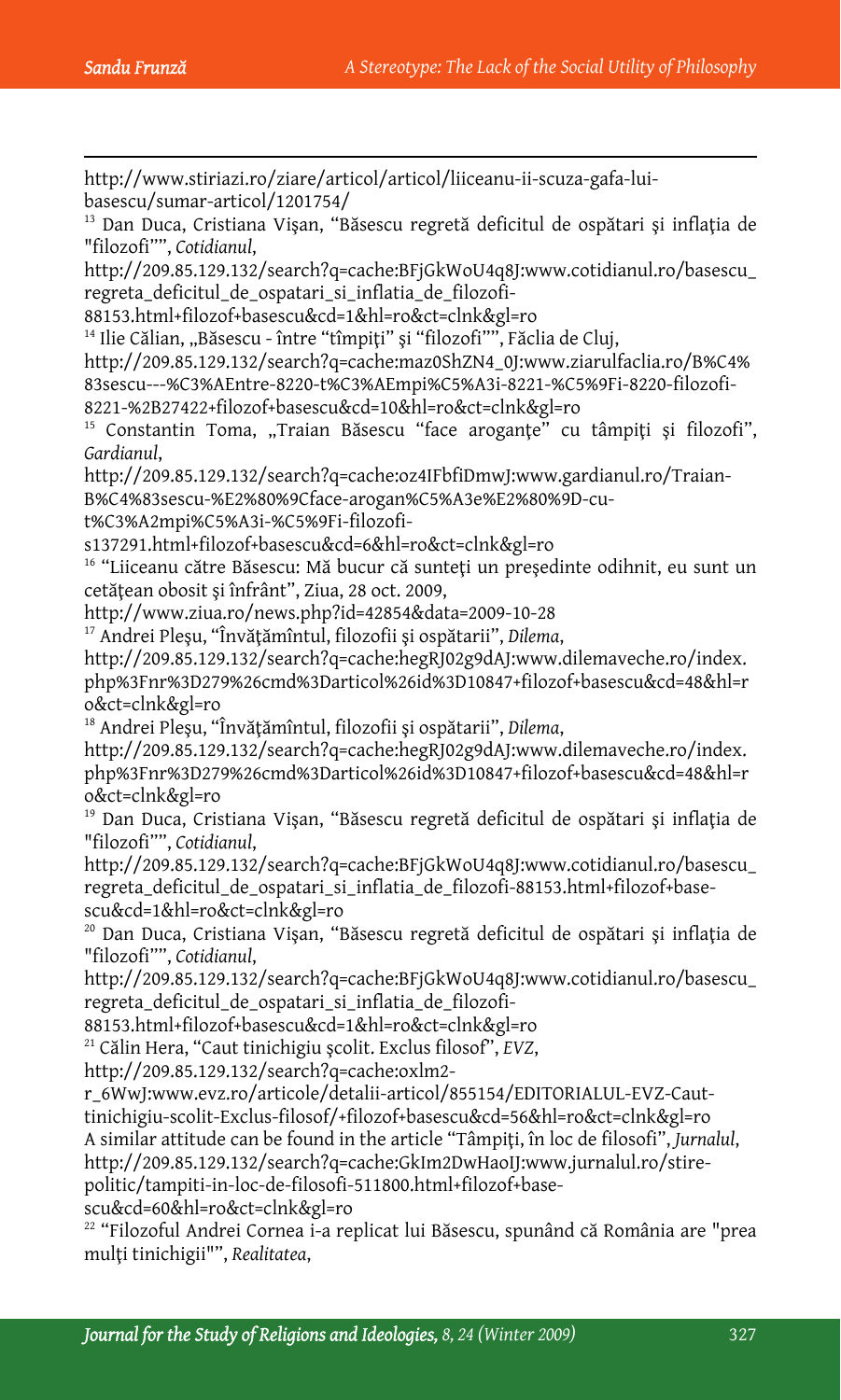http://www.stiriazi.ro/ziare/articol/articol/liiceanu-ii-scuza-gafa-lui-basescu/sumar-articol/1201754/

[13] Dan Duca, Cristiana Vişan, "Băsescu regretă deficitul de ospătari şi inflaţia de "filozofi"", *Cotidianul*, http://209.85.129.132/search?q=cache:BFjGkWoU4q8J:www.cotidianul.ro/basescu_regreta_deficitul_de_ospatari_si_inflatia_de_filozofi-88153.html+filozof+basescu&cd=1&hl=ro&ct=clnk&gl=ro

[14] Ilie Călian, „Băsescu - între "tîmpiţi" şi "filozofi"", Făclia de Cluj, http://209.85.129.132/search?q=cache:maz0ShZN4_0J:www.ziarulfaclia.ro/B%C4%83sescu---%C3%AEntre-8220-t%C3%AEmpi%C5%A3i-8221-%C5%9Fi-8220-filozofi-8221-%2B27422+filozof+basescu&cd=10&hl=ro&ct=clnk&gl=ro

[15] Constantin Toma, „Traian Băsescu "face aroganţe" cu tâmpiţi şi filozofi", *Gardianul*, http://209.85.129.132/search?q=cache:oz4IFbfiDmwJ:www.gardianul.ro/Traian-B%C4%83sescu-%E2%80%9Cface-arogan%C5%A3e%E2%80%9D-cu-t%C3%A2mpi%C5%A3i-%C5%9Fi-filozofi-s137291.html+filozof+basescu&cd=6&hl=ro&ct=clnk&gl=ro

[16] "Liiceanu către Băsescu: Mă bucur că sunteţi un preşedinte odihnit, eu sunt un cetăţean obosit şi înfrânt", Ziua, 28 oct. 2009, http://www.ziua.ro/news.php?id=42854&data=2009-10-28

[17] Andrei Pleşu, "Învăţământul, filozofii şi ospătarii", *Dilema*, http://209.85.129.132/search?q=cache:hegRJ02g9dAJ:www.dilemaveche.ro/index.php%3Fnr%3D279%26cmd%3Darticol%26id%3D10847+filozof+basescu&cd=48&hl=ro&ct=clnk&gl=ro

[18] Andrei Pleşu, "Învăţământul, filozofii şi ospătarii", *Dilema*, http://209.85.129.132/search?q=cache:hegRJ02g9dAJ:www.dilemaveche.ro/index.php%3Fnr%3D279%26cmd%3Darticol%26id%3D10847+filozof+basescu&cd=48&hl=ro&ct=clnk&gl=ro

[19] Dan Duca, Cristiana Vişan, "Băsescu regretă deficitul de ospătari şi inflaţia de "filozofi"", *Cotidianul*, http://209.85.129.132/search?q=cache:BFjGkWoU4q8J:www.cotidianul.ro/basescu_regreta_deficitul_de_ospatari_si_inflatia_de_filozofi-88153.html+filozof+basescu&cd=1&hl=ro&ct=clnk&gl=ro

[20] Dan Duca, Cristiana Vişan, "Băsescu regretă deficitul de ospătari şi inflaţia de "filozofi"", *Cotidianul*, http://209.85.129.132/search?q=cache:BFjGkWoU4q8J:www.cotidianul.ro/basescu_regreta_deficitul_de_ospatari_si_inflatia_de_filozofi-88153.html+filozof+basescu&cd=1&hl=ro&ct=clnk&gl=ro

[21] Călin Hera, "Caut tinichigiu şcolit. Exclus filosof", *EVZ*, http://209.85.129.132/search?q=cache:oxlm2-r_6WwJ:www.evz.ro/articole/detalii-articol/855154/EDITORIALUL-EVZ-Caut-tinichigiu-scolit-Exclus-filosof/+filozof+basescu&cd=56&hl=ro&ct=clnk&gl=ro

A similar attitude can be found in the article "Tâmpiţi, în loc de filosofi", *Jurnalul*, http://209.85.129.132/search?q=cache:GkIm2DwHaoIJ:www.jurnalul.ro/stire-politic/tampiti-in-loc-de-filosofi-511800.html+filozof+basescu&cd=60&hl=ro&ct=clnk&gl=ro

[22] "Filozoful Andrei Cornea i-a replicat lui Băsescu, spunând că România are "prea mulţi tinichigii"", *Realitatea*,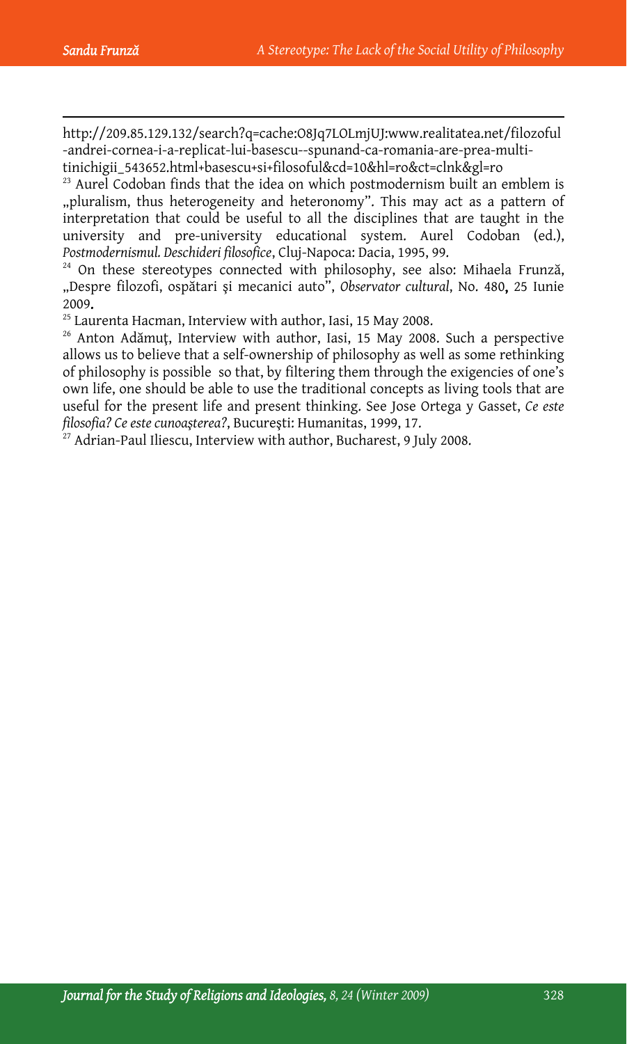http://209.85.129.132/search?q=cache:O8Jq7LOLmjUJ:www.realitatea.net/filozoful-andrei-cornea-i-a-replicat-lui-basescu--spunand-ca-romania-are-prea-multi-tinichigii_543652.html+basescu+si+filosoful&cd=10&hl=ro&ct=clnk&gl=ro

[23] Aurel Codoban finds that the idea on which postmodernism built an emblem is „pluralism, thus heterogeneity and heteronomy". This may act as a pattern of interpretation that could be useful to all the disciplines that are taught in the university and pre-university educational system. Aurel Codoban (ed.), *Postmodernismul. Deschideri filosofice*, Cluj-Napoca: Dacia, 1995, 99.

[24] On these stereotypes connected with philosophy, see also: Mihaela Frunză, „Despre filozofi, ospătari şi mecanici auto", *Observator cultural*, No. 480, 25 Iunie 2009.

[25] Laurenta Hacman, Interview with author, Iasi, 15 May 2008.

[26] Anton Adămuţ, Interview with author, Iasi, 15 May 2008. Such a perspective allows us to believe that a self-ownership of philosophy as well as some rethinking of philosophy is possible so that, by filtering them through the exigencies of one's own life, one should be able to use the traditional concepts as living tools that are useful for the present life and present thinking. See Jose Ortega y Gasset, *Ce este filosofia? Ce este cunoaşterea?*, Bucureşti: Humanitas, 1999, 17.

[27] Adrian-Paul Iliescu, Interview with author, Bucharest, 9 July 2008.